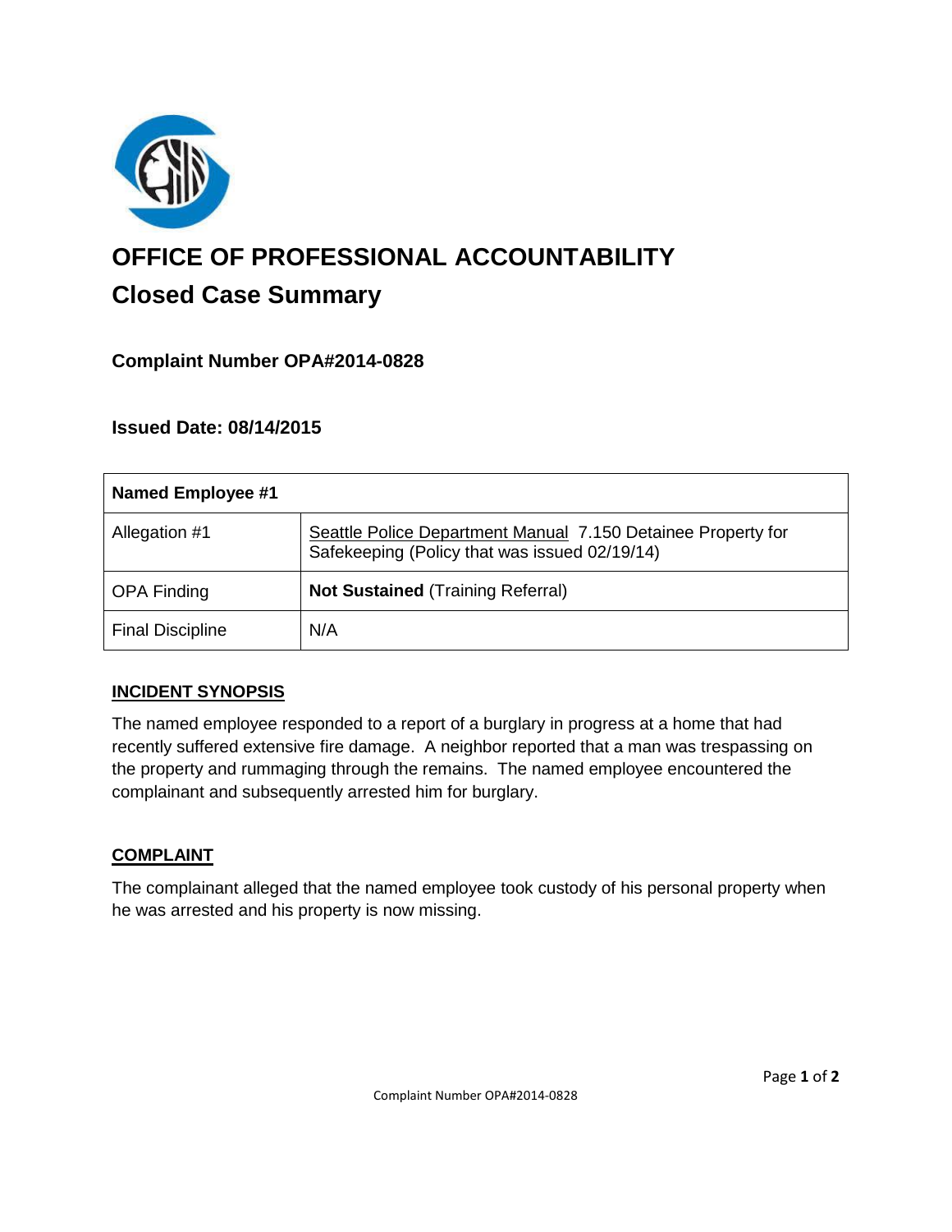# OFFICE OF PROFESSIONAL ACCOUNTABILITY

## Closed Case Summary

### Complaint Number OPA#2014-0828

### Issued Date: 08/14/2015

| Named Employee #1 | |
|---|---|
| Allegation #1 | Seattle Police Department Manual 7.150 Detainee Property for Safekeeping (Policy that was issued 02/19/14) |
| OPA Finding | **Not Sustained** (Training Referral) |
| Final Discipline | N/A |

### INCIDENT SYNOPSIS

The named employee responded to a report of a burglary in progress at a home that had recently suffered extensive fire damage. A neighbor reported that a man was trespassing on the property and rummaging through the remains. The named employee encountered the complainant and subsequently arrested him for burglary.

### COMPLAINT

The complainant alleged that the named employee took custody of his personal property when he was arrested and his property is now missing.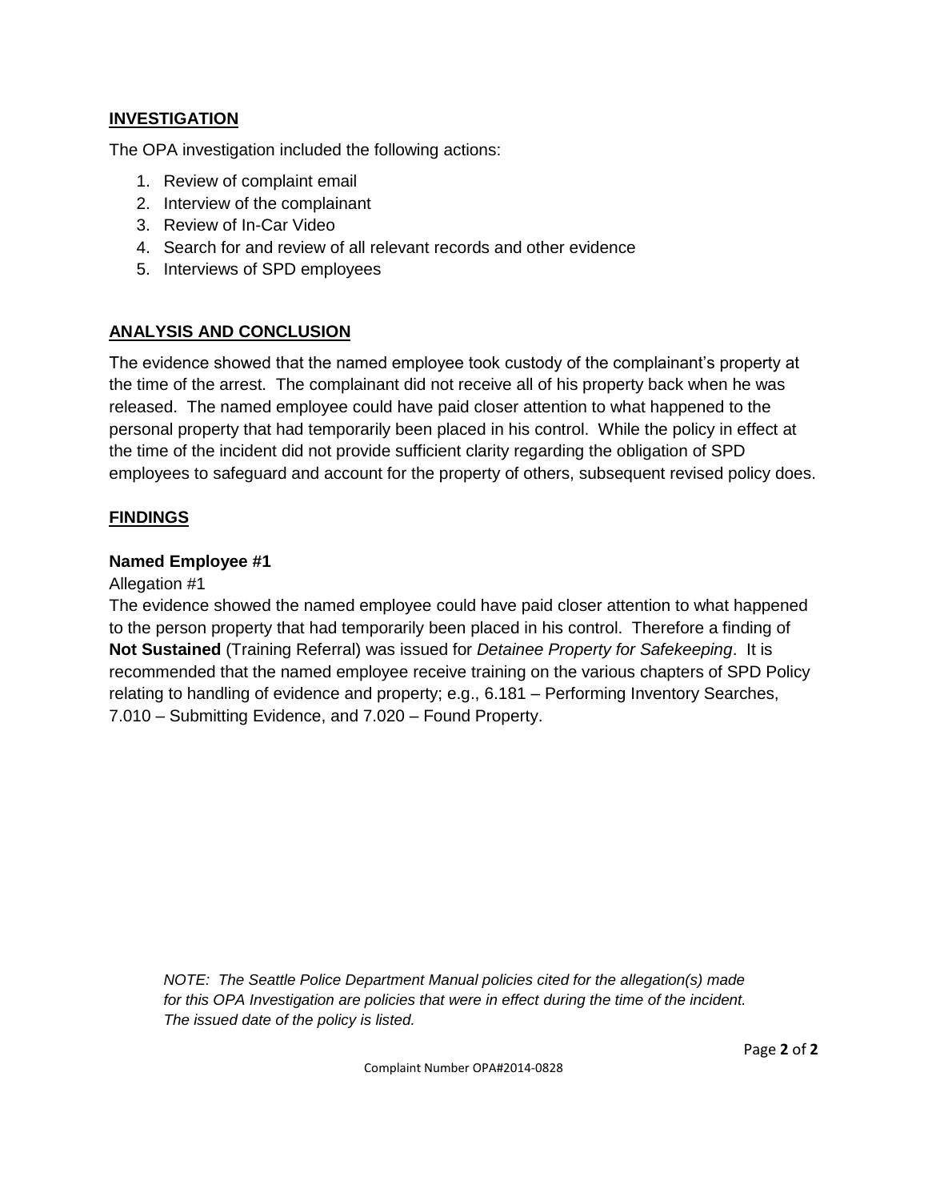## INVESTIGATION

The OPA investigation included the following actions:

1. Review of complaint email
2. Interview of the complainant
3. Review of In-Car Video
4. Search for and review of all relevant records and other evidence
5. Interviews of SPD employees

## ANALYSIS AND CONCLUSION

The evidence showed that the named employee took custody of the complainant's property at the time of the arrest. The complainant did not receive all of his property back when he was released. The named employee could have paid closer attention to what happened to the personal property that had temporarily been placed in his control. While the policy in effect at the time of the incident did not provide sufficient clarity regarding the obligation of SPD employees to safeguard and account for the property of others, subsequent revised policy does.

## FINDINGS

### Named Employee #1

Allegation #1

The evidence showed the named employee could have paid closer attention to what happened to the person property that had temporarily been placed in his control. Therefore a finding of **Not Sustained** (Training Referral) was issued for *Detainee Property for Safekeeping*. It is recommended that the named employee receive training on the various chapters of SPD Policy relating to handling of evidence and property; e.g., 6.181 – Performing Inventory Searches, 7.010 – Submitting Evidence, and 7.020 – Found Property.

*NOTE: The Seattle Police Department Manual policies cited for the allegation(s) made for this OPA Investigation are policies that were in effect during the time of the incident. The issued date of the policy is listed.*

Complaint Number OPA#2014-0828